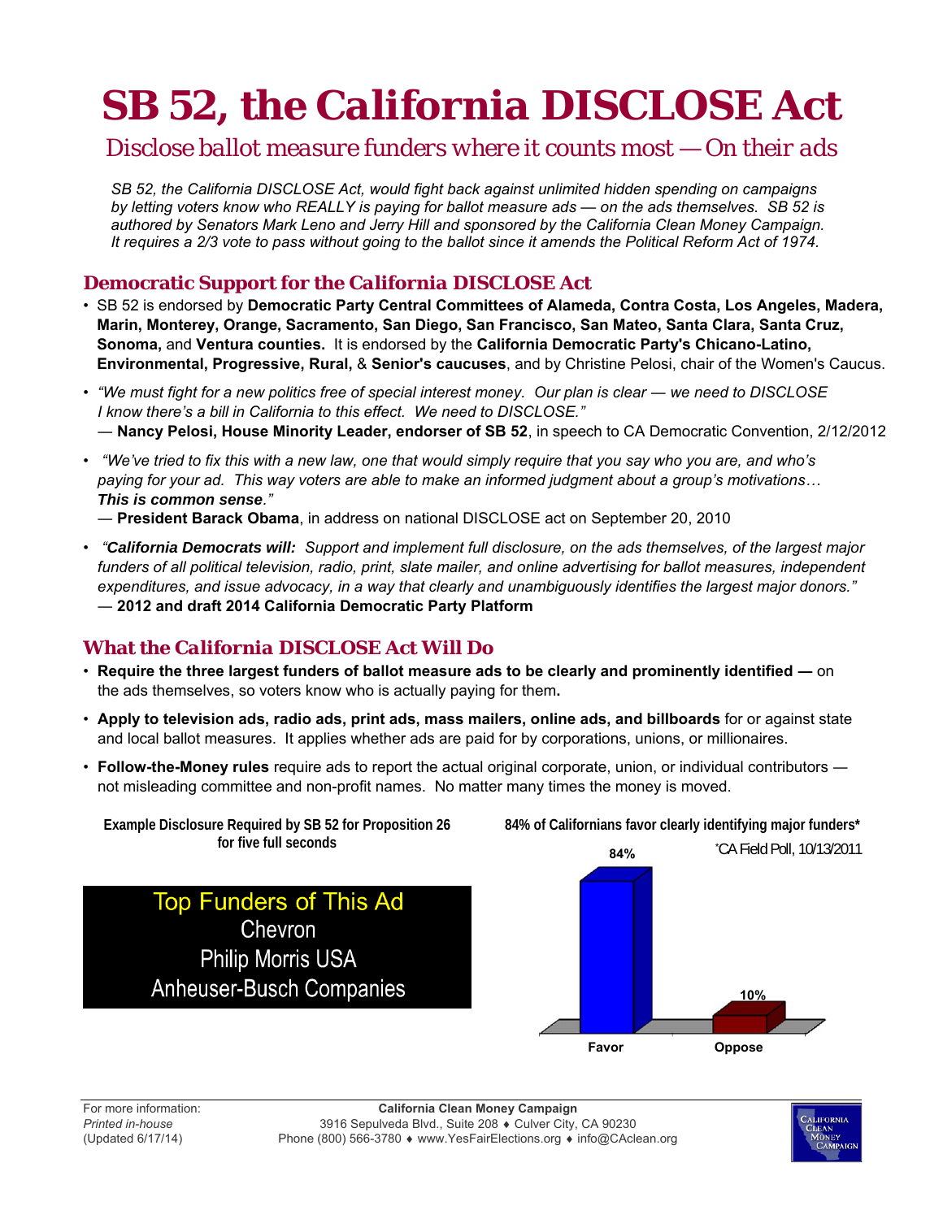# SB 52, the California DISCLOSE Act

## *Disclose ballot measure funders where it counts most — On their ads*

*SB 52, the California DISCLOSE Act, would fight back against unlimited hidden spending on campaigns by letting voters know who REALLY is paying for ballot measure ads — on the ads themselves. SB 52 is authored by Senators Mark Leno and Jerry Hill and sponsored by the California Clean Money Campaign. It requires a 2/3 vote to pass without going to the ballot since it amends the Political Reform Act of 1974.*

### Democratic Support for the California DISCLOSE Act

- SB 52 is endorsed by **Democratic Party Central Committees of Alameda, Contra Costa, Los Angeles, Madera, Marin, Monterey, Orange, Sacramento, San Diego, San Francisco, San Mateo, Santa Clara, Santa Cruz, Sonoma,** and **Ventura counties.** It is endorsed by the **California Democratic Party's Chicano-Latino, Environmental, Progressive, Rural,** & **Senior's caucuses**, and by Christine Pelosi, chair of the Women's Caucus.
- *"We must fight for a new politics free of special interest money. Our plan is clear — we need to DISCLOSE I know there's a bill in California to this effect. We need to DISCLOSE."*
  — **Nancy Pelosi, House Minority Leader, endorser of SB 52**, in speech to CA Democratic Convention, 2/12/2012
- *"We've tried to fix this with a new law, one that would simply require that you say who you are, and who's paying for your ad. This way voters are able to make an informed judgment about a group's motivations… **This is common sense**."*
  — **President Barack Obama**, in address on national DISCLOSE act on September 20, 2010
- *"**California Democrats will:** Support and implement full disclosure, on the ads themselves, of the largest major funders of all political television, radio, print, slate mailer, and online advertising for ballot measures, independent expenditures, and issue advocacy, in a way that clearly and unambiguously identifies the largest major donors."*
  — **2012 and draft 2014 California Democratic Party Platform**

### What the California DISCLOSE Act Will Do

- **Require the three largest funders of ballot measure ads to be clearly and prominently identified —** on the ads themselves, so voters know who is actually paying for them**.**
- **Apply to television ads, radio ads, print ads, mass mailers, online ads, and billboards** for or against state and local ballot measures. It applies whether ads are paid for by corporations, unions, or millionaires.
- **Follow-the-Money rules** require ads to report the actual original corporate, union, or individual contributors — not misleading committee and non-profit names. No matter many times the money is moved.

**Example Disclosure Required by SB 52 for Proposition 26 for five full seconds**

Top Funders of This Ad
Chevron
Philip Morris USA
Anheuser-Busch Companies

**84% of Californians favor clearly identifying major funders***

*CA Field Poll, 10/13/2011

| Favor | Oppose |
|---|---|
| 84% | 10% |

For more information:
*Printed in-house*
(Updated 6/17/14)

**California Clean Money Campaign**
3916 Sepulveda Blvd., Suite 208 ♦ Culver City, CA 90230
Phone (800) 566-3780 ♦ www.YesFairElections.org ♦ info@CAclean.org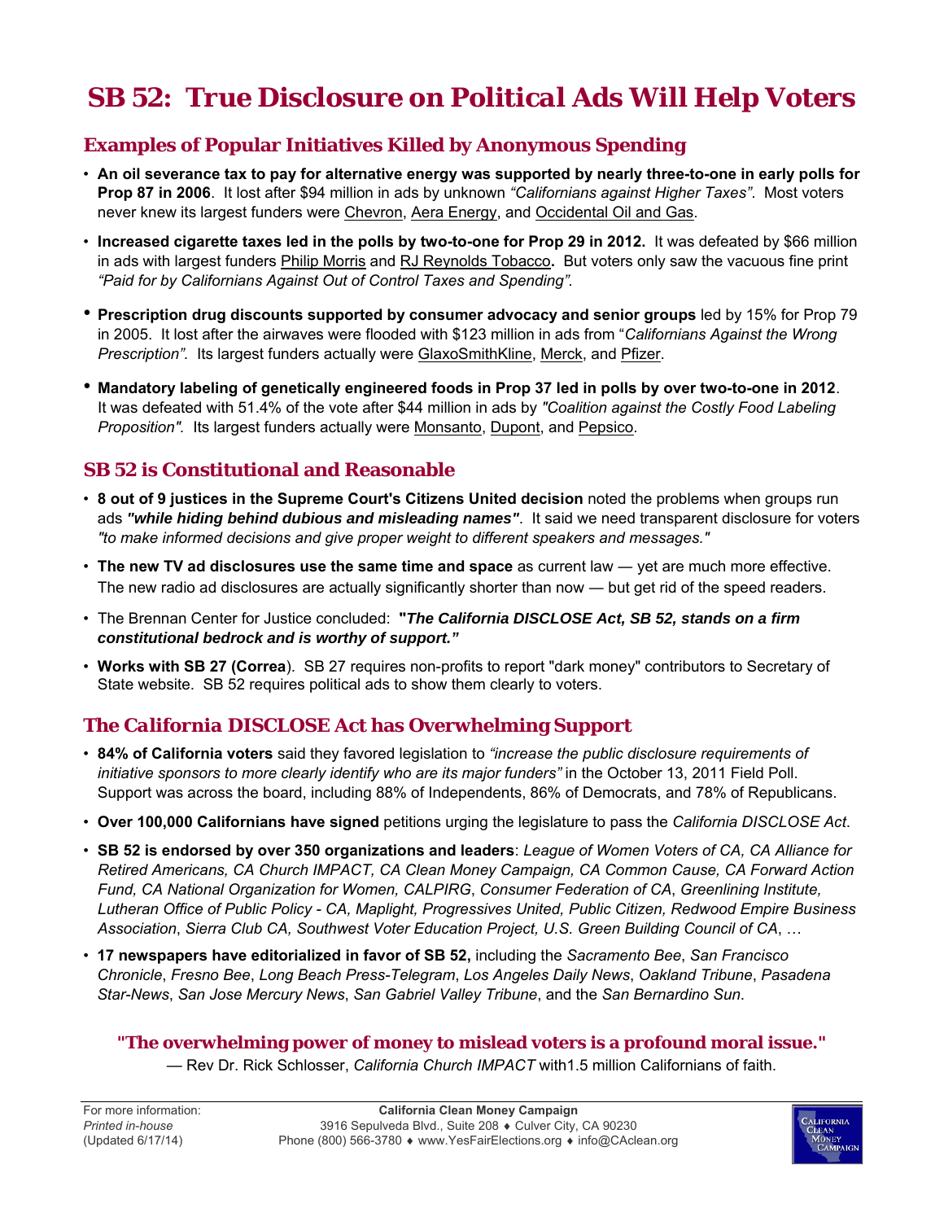# SB 52: True Disclosure on Political Ads Will Help Voters

## Examples of Popular Initiatives Killed by Anonymous Spending

- **An oil severance tax to pay for alternative energy was supported by nearly three-to-one in early polls for Prop 87 in 2006**. It lost after $94 million in ads by unknown *"Californians against Higher Taxes"*. Most voters never knew its largest funders were Chevron, Aera Energy, and Occidental Oil and Gas.
- **Increased cigarette taxes led in the polls by two-to-one for Prop 29 in 2012.** It was defeated by $66 million in ads with largest funders Philip Morris and RJ Reynolds Tobacco**.** But voters only saw the vacuous fine print *"Paid for by Californians Against Out of Control Taxes and Spending"*.
- **Prescription drug discounts supported by consumer advocacy and senior groups** led by 15% for Prop 79 in 2005. It lost after the airwaves were flooded with $123 million in ads from "*Californians Against the Wrong Prescription".* Its largest funders actually were GlaxoSmithKline, Merck, and Pfizer.
- **Mandatory labeling of genetically engineered foods in Prop 37 led in polls by over two-to-one in 2012**. It was defeated with 51.4% of the vote after $44 million in ads by *"Coalition against the Costly Food Labeling Proposition".* Its largest funders actually were Monsanto, Dupont, and Pepsico.

## SB 52 is Constitutional and Reasonable

- **8 out of 9 justices in the Supreme Court's Citizens United decision** noted the problems when groups run ads ***"while hiding behind dubious and misleading names"***. It said we need transparent disclosure for voters *"to make informed decisions and give proper weight to different speakers and messages."*
- **The new TV ad disclosures use the same time and space** as current law — yet are much more effective. The new radio ad disclosures are actually significantly shorter than now — but get rid of the speed readers.
- The Brennan Center for Justice concluded: ***"The California DISCLOSE Act, SB 52, stands on a firm constitutional bedrock and is worthy of support."***
- **Works with SB 27 (Correa**). SB 27 requires non-profits to report "dark money" contributors to Secretary of State website. SB 52 requires political ads to show them clearly to voters.

## The California DISCLOSE Act has Overwhelming Support

- **84% of California voters** said they favored legislation to *"increase the public disclosure requirements of initiative sponsors to more clearly identify who are its major funders"* in the October 13, 2011 Field Poll. Support was across the board, including 88% of Independents, 86% of Democrats, and 78% of Republicans.
- **Over 100,000 Californians have signed** petitions urging the legislature to pass the *California DISCLOSE Act*.
- **SB 52 is endorsed by over 350 organizations and leaders**: *League of Women Voters of CA, CA Alliance for Retired Americans, CA Church IMPACT, CA Clean Money Campaign, CA Common Cause, CA Forward Action Fund, CA National Organization for Women, CALPIRG*, *Consumer Federation of CA*, *Greenlining Institute, Lutheran Office of Public Policy - CA, Maplight, Progressives United, Public Citizen, Redwood Empire Business Association*, *Sierra Club CA, Southwest Voter Education Project, U.S. Green Building Council of CA*, …
- **17 newspapers have editorialized in favor of SB 52,** including the *Sacramento Bee*, *San Francisco Chronicle*, *Fresno Bee*, *Long Beach Press-Telegram*, *Los Angeles Daily News*, *Oakland Tribune*, *Pasadena Star-News*, *San Jose Mercury News*, *San Gabriel Valley Tribune*, and the *San Bernardino Sun*.

**"The overwhelming power of money to mislead voters is a profound moral issue."**
— Rev Dr. Rick Schlosser, *California Church IMPACT* with1.5 million Californians of faith.

For more information:
*Printed in-house*
(Updated 6/17/14)

**California Clean Money Campaign**
3916 Sepulveda Blvd., Suite 208 ♦ Culver City, CA 90230
Phone (800) 566-3780 ♦ www.YesFairElections.org ♦ info@CAclean.org

California Clean Money Campaign